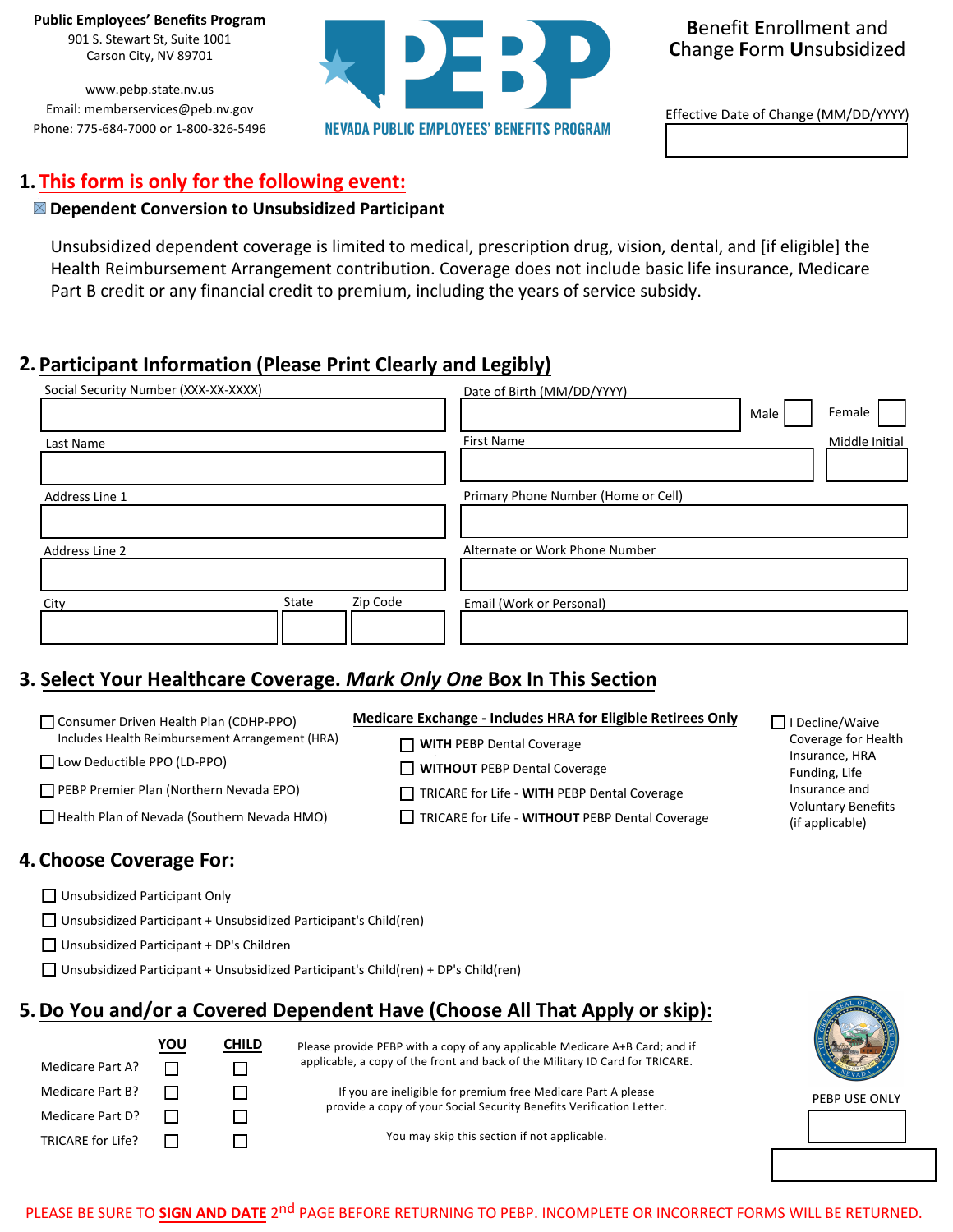Public Employees' Benefits Program
901 S. Stewart St, Suite 1001
Carson City, NV 89701

www.pebp.state.nv.us
Email: memberservices@peb.nv.gov
Phone: 775-684-7000 or 1-800-326-5496

NEVADA PUBLIC EMPLOYEES' BENEFITS PROGRAM

# Benefit Enrollment and Change Form Unsubsidized

Effective Date of Change (MM/DD/YYYY)

## 1. This form is only for the following event:

☒ **Dependent Conversion to Unsubsidized Participant**

Unsubsidized dependent coverage is limited to medical, prescription drug, vision, dental, and [if eligible] the Health Reimbursement Arrangement contribution. Coverage does not include basic life insurance, Medicare Part B credit or any financial credit to premium, including the years of service subsidy.

## 2. Participant Information (Please Print Clearly and Legibly)

Social Security Number (XXX-XX-XXXX)

Date of Birth (MM/DD/YYYY) Male ☐ Female ☐

Last Name

First Name

Middle Initial

Address Line 1

Primary Phone Number (Home or Cell)

Address Line 2

Alternate or Work Phone Number

City State Zip Code

Email (Work or Personal)

## 3. Select Your Healthcare Coverage. *Mark Only One* Box In This Section

- ☐ Consumer Driven Health Plan (CDHP-PPO) Includes Health Reimbursement Arrangement (HRA)
- ☐ Low Deductible PPO (LD-PPO)
- ☐ PEBP Premier Plan (Northern Nevada EPO)
- ☐ Health Plan of Nevada (Southern Nevada HMO)

**Medicare Exchange - Includes HRA for Eligible Retirees Only**

- ☐ **WITH** PEBP Dental Coverage
- ☐ **WITHOUT** PEBP Dental Coverage
- ☐ TRICARE for Life - **WITH** PEBP Dental Coverage
- ☐ TRICARE for Life - **WITHOUT** PEBP Dental Coverage

☐ I Decline/Waive Coverage for Health Insurance, HRA Funding, Life Insurance and Voluntary Benefits (if applicable)

## 4. Choose Coverage For:

- ☐ Unsubsidized Participant Only
- ☐ Unsubsidized Participant + Unsubsidized Participant's Child(ren)
- ☐ Unsubsidized Participant + DP's Children
- ☐ Unsubsidized Participant + Unsubsidized Participant's Child(ren) + DP's Child(ren)

## 5. Do You and/or a Covered Dependent Have (Choose All That Apply or skip):

| | YOU | CHILD |
|---|---|---|
| Medicare Part A? | ☐ | ☐ |
| Medicare Part B? | ☐ | ☐ |
| Medicare Part D? | ☐ | ☐ |
| TRICARE for Life? | ☐ | ☐ |

Please provide PEBP with a copy of any applicable Medicare A+B Card; and if applicable, a copy of the front and back of the Military ID Card for TRICARE.

If you are ineligible for premium free Medicare Part A please provide a copy of your Social Security Benefits Verification Letter.

You may skip this section if not applicable.

PEBP USE ONLY

PLEASE BE SURE TO **SIGN AND DATE** 2nd PAGE BEFORE RETURNING TO PEBP. INCOMPLETE OR INCORRECT FORMS WILL BE RETURNED.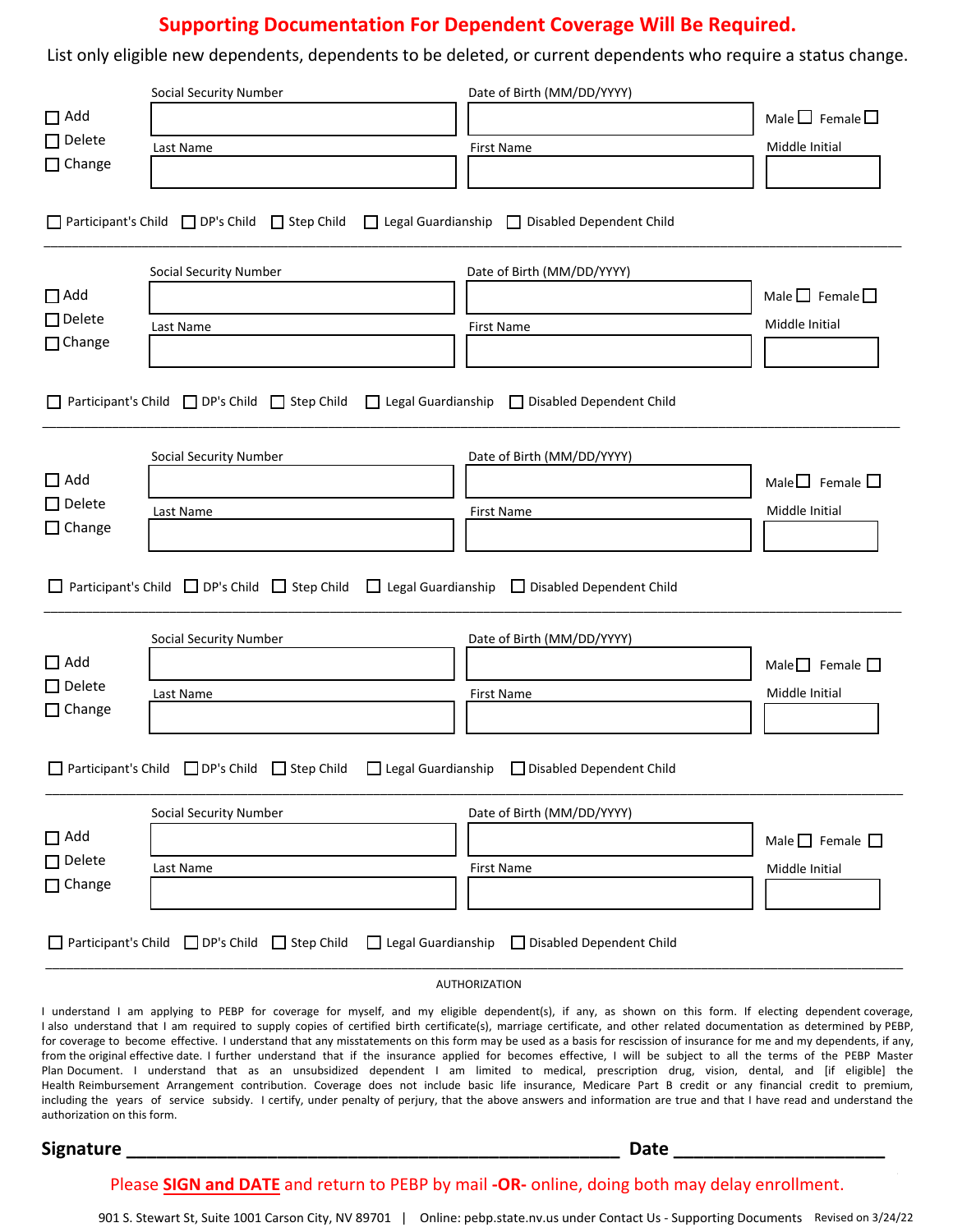# Supporting Documentation For Dependent Coverage Will Be Required.

List only eligible new dependents, dependents to be deleted, or current dependents who require a status change.

☐ Add ☐ Delete ☐ Change

Social Security Number: ______ Date of Birth (MM/DD/YYYY): ______ Male ☐ Female ☐

Last Name: ______ First Name: ______ Middle Initial: ______

☐ Participant's Child ☐ DP's Child ☐ Step Child ☐ Legal Guardianship ☐ Disabled Dependent Child

---

☐ Add ☐ Delete ☐ Change

Social Security Number: ______ Date of Birth (MM/DD/YYYY): ______ Male ☐ Female ☐

Last Name: ______ First Name: ______ Middle Initial: ______

☐ Participant's Child ☐ DP's Child ☐ Step Child ☐ Legal Guardianship ☐ Disabled Dependent Child

---

☐ Add ☐ Delete ☐ Change

Social Security Number: ______ Date of Birth (MM/DD/YYYY): ______ Male ☐ Female ☐

Last Name: ______ First Name: ______ Middle Initial: ______

☐ Participant's Child ☐ DP's Child ☐ Step Child ☐ Legal Guardianship ☐ Disabled Dependent Child

---

☐ Add ☐ Delete ☐ Change

Social Security Number: ______ Date of Birth (MM/DD/YYYY): ______ Male ☐ Female ☐

Last Name: ______ First Name: ______ Middle Initial: ______

☐ Participant's Child ☐ DP's Child ☐ Step Child ☐ Legal Guardianship ☐ Disabled Dependent Child

---

☐ Add ☐ Delete ☐ Change

Social Security Number: ______ Date of Birth (MM/DD/YYYY): ______ Male ☐ Female ☐

Last Name: ______ First Name: ______ Middle Initial: ______

☐ Participant's Child ☐ DP's Child ☐ Step Child ☐ Legal Guardianship ☐ Disabled Dependent Child

---

AUTHORIZATION

I understand I am applying to PEBP for coverage for myself, and my eligible dependent(s), if any, as shown on this form. If electing dependent coverage, I also understand that I am required to supply copies of certified birth certificate(s), marriage certificate, and other related documentation as determined by PEBP, for coverage to become effective. I understand that any misstatements on this form may be used as a basis for rescission of insurance for me and my dependents, if any, from the original effective date. I further understand that if the insurance applied for becomes effective, I will be subject to all the terms of the PEBP Master Plan Document. I understand that as an unsubsidized dependent I am limited to medical, prescription drug, vision, dental, and [if eligible] the Health Reimbursement Arrangement contribution. Coverage does not include basic life insurance, Medicare Part B credit or any financial credit to premium, including the years of service subsidy. I certify, under penalty of perjury, that the above answers and information are true and that I have read and understand the authorization on this form.

**Signature** ______________________________ **Date** ____________________

Please **SIGN and DATE** and return to PEBP by mail **-OR-** online, doing both may delay enrollment.

901 S. Stewart St, Suite 1001 Carson City, NV 89701 | Online: pebp.state.nv.us under Contact Us - Supporting Documents Revised on 3/24/22